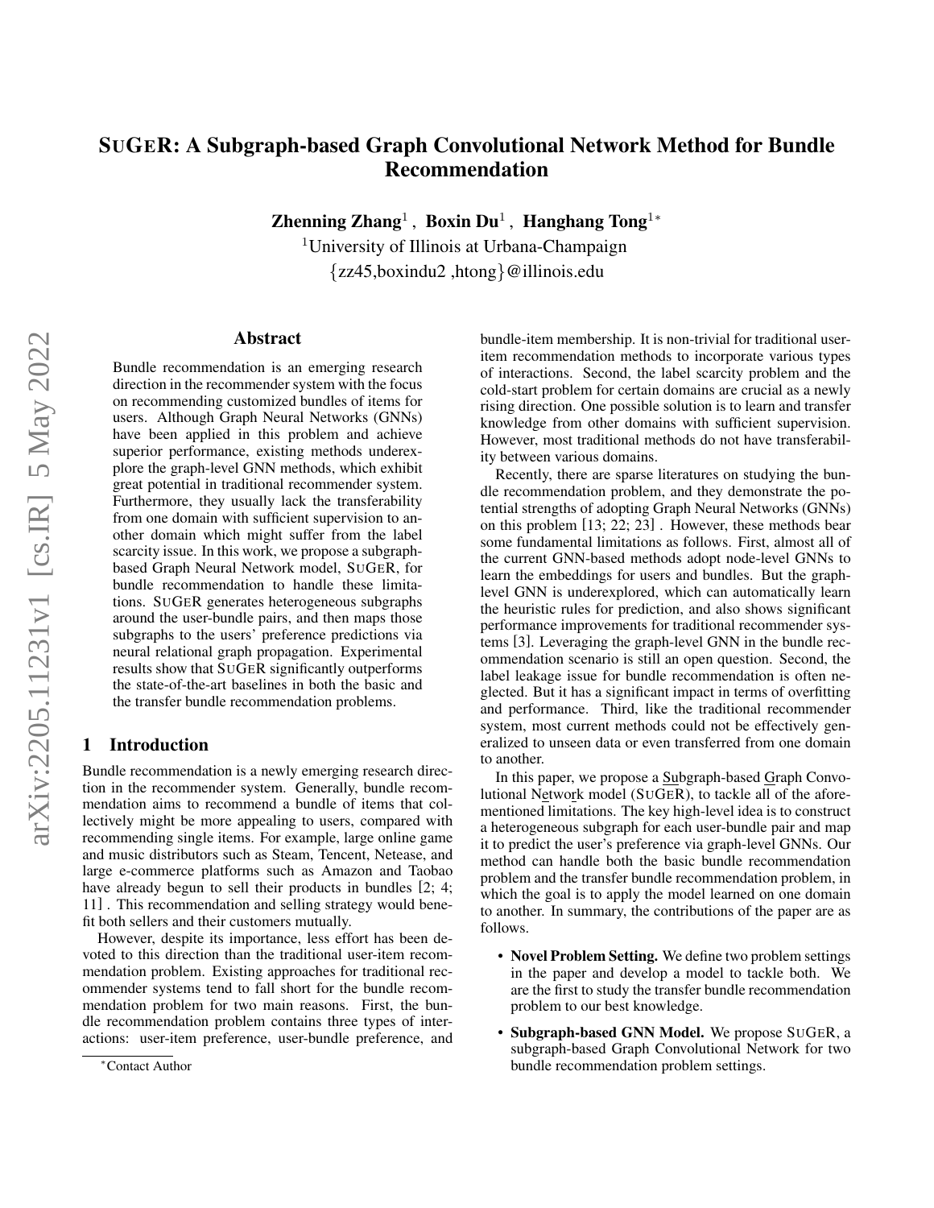# SuGeR: A Subgraph-based Graph Convolutional Network Method for Bundle Recommendation

**Zhenning Zhang**[1], **Boxin Du**[1], **Hanghang Tong**[1*]

[1]University of Illinois at Urbana-Champaign

{zz45,boxindu2 ,htong}@illinois.edu

## Abstract

Bundle recommendation is an emerging research direction in the recommender system with the focus on recommending customized bundles of items for users. Although Graph Neural Networks (GNNs) have been applied in this problem and achieve superior performance, existing methods underexplore the graph-level GNN methods, which exhibit great potential in traditional recommender system. Furthermore, they usually lack the transferability from one domain with sufficient supervision to another domain which might suffer from the label scarcity issue. In this work, we propose a subgraph-based Graph Neural Network model, SuGeR, for bundle recommendation to handle these limitations. SuGeR generates heterogeneous subgraphs around the user-bundle pairs, and then maps those subgraphs to the users' preference predictions via neural relational graph propagation. Experimental results show that SuGeR significantly outperforms the state-of-the-art baselines in both the basic and the transfer bundle recommendation problems.

## 1 Introduction

Bundle recommendation is a newly emerging research direction in the recommender system. Generally, bundle recommendation aims to recommend a bundle of items that collectively might be more appealing to users, compared with recommending single items. For example, large online game and music distributors such as Steam, Tencent, Netease, and large e-commerce platforms such as Amazon and Taobao have already begun to sell their products in bundles [2; 4; 11] . This recommendation and selling strategy would benefit both sellers and their customers mutually.

However, despite its importance, less effort has been devoted to this direction than the traditional user-item recommendation problem. Existing approaches for traditional recommender systems tend to fall short for the bundle recommendation problem for two main reasons. First, the bundle recommendation problem contains three types of interactions: user-item preference, user-bundle preference, and bundle-item membership. It is non-trivial for traditional user-item recommendation methods to incorporate various types of interactions. Second, the label scarcity problem and the cold-start problem for certain domains are crucial as a newly rising direction. One possible solution is to learn and transfer knowledge from other domains with sufficient supervision. However, most traditional methods do not have transferability between various domains.

Recently, there are sparse literatures on studying the bundle recommendation problem, and they demonstrate the potential strengths of adopting Graph Neural Networks (GNNs) on this problem [13; 22; 23] . However, these methods bear some fundamental limitations as follows. First, almost all of the current GNN-based methods adopt node-level GNNs to learn the embeddings for users and bundles. But the graph-level GNN is underexplored, which can automatically learn the heuristic rules for prediction, and also shows significant performance improvements for traditional recommender systems [3]. Leveraging the graph-level GNN in the bundle recommendation scenario is still an open question. Second, the label leakage issue for bundle recommendation is often neglected. But it has a significant impact in terms of overfitting and performance. Third, like the traditional recommender system, most current methods could not be effectively generalized to unseen data or even transferred from one domain to another.

In this paper, we propose a Subgraph-based Graph Convolutional Network model (SuGeR), to tackle all of the aforementioned limitations. The key high-level idea is to construct a heterogeneous subgraph for each user-bundle pair and map it to predict the user's preference via graph-level GNNs. Our method can handle both the basic bundle recommendation problem and the transfer bundle recommendation problem, in which the goal is to apply the model learned on one domain to another. In summary, the contributions of the paper are as follows.

- **Novel Problem Setting.** We define two problem settings in the paper and develop a model to tackle both. We are the first to study the transfer bundle recommendation problem to our best knowledge.
- **Subgraph-based GNN Model.** We propose SuGeR, a subgraph-based Graph Convolutional Network for two bundle recommendation problem settings.

*Contact Author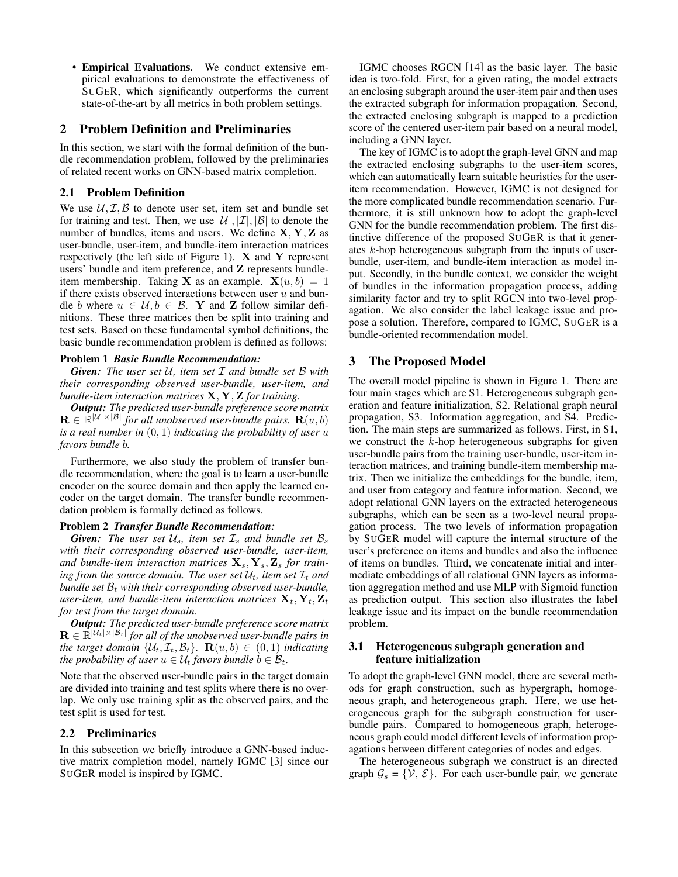- **Empirical Evaluations.** We conduct extensive empirical evaluations to demonstrate the effectiveness of SuGeR, which significantly outperforms the current state-of-the-art by all metrics in both problem settings.

## 2 Problem Definition and Preliminaries

In this section, we start with the formal definition of the bundle recommendation problem, followed by the preliminaries of related recent works on GNN-based matrix completion.

### 2.1 Problem Definition

We use $\mathcal{U}, \mathcal{I}, \mathcal{B}$ to denote user set, item set and bundle set for training and test. Then, we use $|\mathcal{U}|, |\mathcal{I}|, |\mathcal{B}|$ to denote the number of bundles, items and users. We define $\mathbf{X}, \mathbf{Y}, \mathbf{Z}$ as user-bundle, user-item, and bundle-item interaction matrices respectively (the left side of Figure 1). $\mathbf{X}$ and $\mathbf{Y}$ represent users' bundle and item preference, and $\mathbf{Z}$ represents bundle-item membership. Taking $\mathbf{X}$ as an example. $\mathbf{X}(u, b) = 1$ if there exists observed interactions between user $u$ and bundle $b$ where $u \in \mathcal{U}, b \in \mathcal{B}$. $\mathbf{Y}$ and $\mathbf{Z}$ follow similar definitions. These three matrices then be split into training and test sets. Based on these fundamental symbol definitions, the basic bundle recommendation problem is defined as follows:

**Problem 1** ***Basic Bundle Recommendation:***

***Given:*** *The user set $\mathcal{U}$, item set $\mathcal{I}$ and bundle set $\mathcal{B}$ with their corresponding observed user-bundle, user-item, and bundle-item interaction matrices $\mathbf{X}, \mathbf{Y}, \mathbf{Z}$ for training.*

***Output:*** *The predicted user-bundle preference score matrix $\mathbf{R} \in \mathbb{R}^{|\mathcal{U}| \times |\mathcal{B}|}$ for all unobserved user-bundle pairs. $\mathbf{R}(u, b)$ is a real number in $(0, 1)$ indicating the probability of user $u$ favors bundle $b$.*

Furthermore, we also study the problem of transfer bundle recommendation, where the goal is to learn a user-bundle encoder on the source domain and then apply the learned encoder on the target domain. The transfer bundle recommendation problem is formally defined as follows.

**Problem 2** ***Transfer Bundle Recommendation:***

***Given:*** *The user set $\mathcal{U}_s$, item set $\mathcal{I}_s$ and bundle set $\mathcal{B}_s$ with their corresponding observed user-bundle, user-item, and bundle-item interaction matrices $\mathbf{X}_s, \mathbf{Y}_s, \mathbf{Z}_s$ for training from the source domain. The user set $\mathcal{U}_t$, item set $\mathcal{I}_t$ and bundle set $\mathcal{B}_t$ with their corresponding observed user-bundle, user-item, and bundle-item interaction matrices $\mathbf{X}_t, \mathbf{Y}_t, \mathbf{Z}_t$ for test from the target domain.*

***Output:*** *The predicted user-bundle preference score matrix $\mathbf{R} \in \mathbb{R}^{|\mathcal{U}_t| \times |\mathcal{B}_t|}$ for all of the unobserved user-bundle pairs in the target domain $\{\mathcal{U}_t, \mathcal{I}_t, \mathcal{B}_t\}$. $\mathbf{R}(u, b) \in (0, 1)$ indicating the probability of user $u \in \mathcal{U}_t$ favors bundle $b \in \mathcal{B}_t$.*

Note that the observed user-bundle pairs in the target domain are divided into training and test splits where there is no overlap. We only use training split as the observed pairs, and the test split is used for test.

### 2.2 Preliminaries

In this subsection we briefly introduce a GNN-based inductive matrix completion model, namely IGMC [3] since our SuGeR model is inspired by IGMC.

IGMC chooses RGCN [14] as the basic layer. The basic idea is two-fold. First, for a given rating, the model extracts an enclosing subgraph around the user-item pair and then uses the extracted subgraph for information propagation. Second, the extracted enclosing subgraph is mapped to a prediction score of the centered user-item pair based on a neural model, including a GNN layer.

The key of IGMC is to adopt the graph-level GNN and map the extracted enclosing subgraphs to the user-item scores, which can automatically learn suitable heuristics for the user-item recommendation. However, IGMC is not designed for the more complicated bundle recommendation scenario. Furthermore, it is still unknown how to adopt the graph-level GNN for the bundle recommendation problem. The first distinctive difference of the proposed SuGeR is that it generates $k$-hop heterogeneous subgraph from the inputs of user-bundle, user-item, and bundle-item interaction as model input. Secondly, in the bundle context, we consider the weight of bundles in the information propagation process, adding similarity factor and try to split RGCN into two-level propagation. We also consider the label leakage issue and propose a solution. Therefore, compared to IGMC, SuGeR is a bundle-oriented recommendation model.

## 3 The Proposed Model

The overall model pipeline is shown in Figure 1. There are four main stages which are S1. Heterogeneous subgraph generation and feature initialization, S2. Relational graph neural propagation, S3. Information aggregation, and S4. Prediction. The main steps are summarized as follows. First, in S1, we construct the $k$-hop heterogeneous subgraphs for given user-bundle pairs from the training user-bundle, user-item interaction matrices, and training bundle-item membership matrix. Then we initialize the embeddings for the bundle, item, and user from category and feature information. Second, we adopt relational GNN layers on the extracted heterogeneous subgraphs, which can be seen as a two-level neural propagation process. The two levels of information propagation by SuGeR model will capture the internal structure of the user's preference on items and bundles and also the influence of items on bundles. Third, we concatenate initial and intermediate embeddings of all relational GNN layers as information aggregation method and use MLP with Sigmoid function as prediction output. This section also illustrates the label leakage issue and its impact on the bundle recommendation problem.

### 3.1 Heterogeneous subgraph generation and feature initialization

To adopt the graph-level GNN model, there are several methods for graph construction, such as hypergraph, homogeneous graph, and heterogeneous graph. Here, we use heterogeneous graph for the subgraph construction for user-bundle pairs. Compared to homogeneous graph, heterogeneous graph could model different levels of information propagations between different categories of nodes and edges.

The heterogeneous subgraph we construct is an directed graph $\mathcal{G}_s = \{\mathcal{V}, \mathcal{E}\}$. For each user-bundle pair, we generate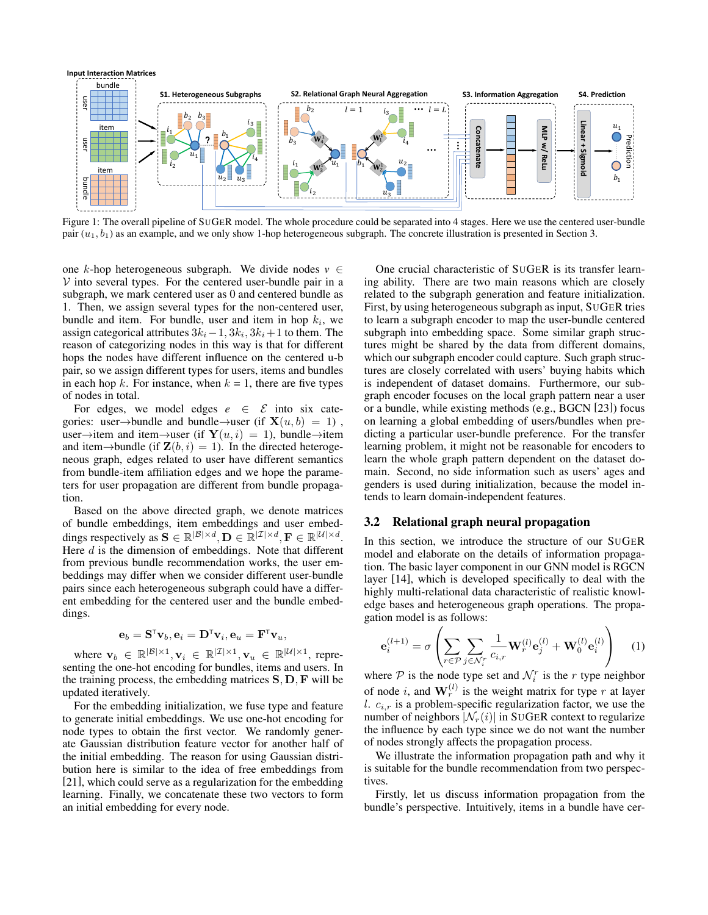Figure 1: The overall pipeline of SUGER model. The whole procedure could be separated into 4 stages. Here we use the centered user-bundle pair $(u_1, b_1)$ as an example, and we only show 1-hop heterogeneous subgraph. The concrete illustration is presented in Section 3.

one $k$-hop heterogeneous subgraph. We divide nodes $v \in \mathcal{V}$ into several types. For the centered user-bundle pair in a subgraph, we mark centered user as 0 and centered bundle as 1. Then, we assign several types for the non-centered user, bundle and item. For bundle, user and item in hop $k_i$, we assign categorical attributes $3k_i - 1, 3k_i, 3k_i + 1$ to them. The reason of categorizing nodes in this way is that for different hops the nodes have different influence on the centered u-b pair, so we assign different types for users, items and bundles in each hop $k$. For instance, when $k = 1$, there are five types of nodes in total.

For edges, we model edges $e \in \mathcal{E}$ into six categories: user→bundle and bundle→user (if $\mathbf{X}(u, b) = 1$), user→item and item→user (if $\mathbf{Y}(u, i) = 1$), bundle→item and item→bundle (if $\mathbf{Z}(b, i) = 1$). In the directed heterogeneous graph, edges related to user have different semantics from bundle-item affiliation edges and we hope the parameters for user propagation are different from bundle propagation.

Based on the above directed graph, we denote matrices of bundle embeddings, item embeddings and user embeddings respectively as $\mathbf{S} \in \mathbb{R}^{|\mathcal{B}| \times d}, \mathbf{D} \in \mathbb{R}^{|\mathcal{I}| \times d}, \mathbf{F} \in \mathbb{R}^{|\mathcal{U}| \times d}$. Here $d$ is the dimension of embeddings. Note that different from previous bundle recommendation works, the user embeddings may differ when we consider different user-bundle pairs since each heterogeneous subgraph could have a different embedding for the centered user and the bundle embeddings.

$$\mathbf{e}_b = \mathbf{S}^\intercal \mathbf{v}_b, \mathbf{e}_i = \mathbf{D}^\intercal \mathbf{v}_i, \mathbf{e}_u = \mathbf{F}^\intercal \mathbf{v}_u,$$

where $\mathbf{v}_b \in \mathbb{R}^{|\mathcal{B}| \times 1}, \mathbf{v}_i \in \mathbb{R}^{|\mathcal{I}| \times 1}, \mathbf{v}_u \in \mathbb{R}^{|\mathcal{U}| \times 1}$, representing the one-hot encoding for bundles, items and users. In the training process, the embedding matrices $\mathbf{S}, \mathbf{D}, \mathbf{F}$ will be updated iteratively.

For the embedding initialization, we fuse type and feature to generate initial embeddings. We use one-hot encoding for node types to obtain the first vector. We randomly generate Gaussian distribution feature vector for another half of the initial embedding. The reason for using Gaussian distribution here is similar to the idea of free embeddings from [21], which could serve as a regularization for the embedding learning. Finally, we concatenate these two vectors to form an initial embedding for every node.

One crucial characteristic of SUGER is its transfer learning ability. There are two main reasons which are closely related to the subgraph generation and feature initialization. First, by using heterogeneous subgraph as input, SUGER tries to learn a subgraph encoder to map the user-bundle centered subgraph into embedding space. Some similar graph structures might be shared by the data from different domains, which our subgraph encoder could capture. Such graph structures are closely correlated with users' buying habits which is independent of dataset domains. Furthermore, our subgraph encoder focuses on the local graph pattern near a user or a bundle, while existing methods (e.g., BGCN [23]) focus on learning a global embedding of users/bundles when predicting a particular user-bundle preference. For the transfer learning problem, it might not be reasonable for encoders to learn the whole graph pattern dependent on the dataset domain. Second, no side information such as users' ages and genders is used during initialization, because the model intends to learn domain-independent features.

## 3.2 Relational graph neural propagation

In this section, we introduce the structure of our SUGER model and elaborate on the details of information propagation. The basic layer component in our GNN model is RGCN layer [14], which is developed specifically to deal with the highly multi-relational data characteristic of realistic knowledge bases and heterogeneous graph operations. The propagation model is as follows:

$$\mathbf{e}_i^{(l+1)} = \sigma\left(\sum_{r \in \mathcal{P}} \sum_{j \in \mathcal{N}_i^r} \frac{1}{c_{i,r}} \mathbf{W}_r^{(l)} \mathbf{e}_j^{(l)} + \mathbf{W}_0^{(l)} \mathbf{e}_i^{(l)}\right) \quad (1)$$

where $\mathcal{P}$ is the node type set and $\mathcal{N}_i^r$ is the $r$ type neighbor of node $i$, and $\mathbf{W}_r^{(l)}$ is the weight matrix for type $r$ at layer $l$. $c_{i,r}$ is a problem-specific regularization factor, we use the number of neighbors $|\mathcal{N}_r(i)|$ in SUGER context to regularize the influence by each type since we do not want the number of nodes strongly affects the propagation process.

We illustrate the information propagation path and why it is suitable for the bundle recommendation from two perspectives.

Firstly, let us discuss information propagation from the bundle's perspective. Intuitively, items in a bundle have cer-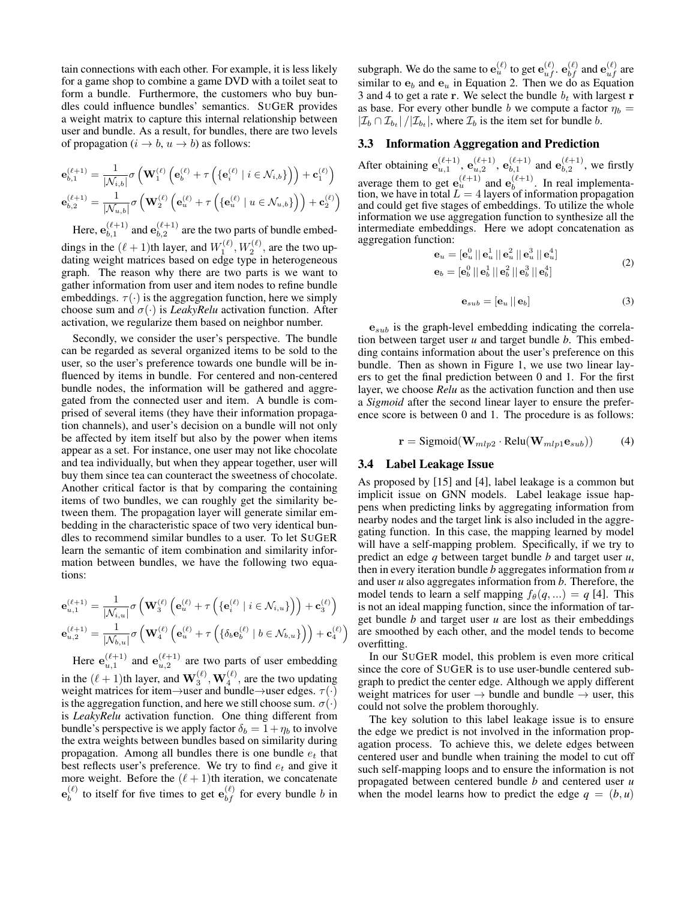tain connections with each other. For example, it is less likely for a game shop to combine a game DVD with a toilet seat to form a bundle. Furthermore, the customers who buy bundles could influence bundles' semantics. SUGER provides a weight matrix to capture this internal relationship between user and bundle. As a result, for bundles, there are two levels of propagation ($i \rightarrow b$, $u \rightarrow b$) as follows:

$$\mathbf{e}_{b,1}^{(\ell+1)} = \frac{1}{|\mathcal{N}_{i,b}|}\sigma\left(\mathbf{W}_1^{(\ell)}\left(\mathbf{e}_b^{(\ell)} + \tau\left(\{\mathbf{e}_i^{(\ell)} \mid i \in \mathcal{N}_{i,b}\}\right)\right) + \mathbf{c}_1^{(\ell)}\right)$$

$$\mathbf{e}_{b,2}^{(\ell+1)} = \frac{1}{|\mathcal{N}_{u,b}|}\sigma\left(\mathbf{W}_2^{(\ell)}\left(\mathbf{e}_u^{(\ell)} + \tau\left(\{\mathbf{e}_u^{(\ell)} \mid u \in \mathcal{N}_{u,b}\}\right)\right) + \mathbf{c}_2^{(\ell)}\right)$$

Here, $\mathbf{e}_{b,1}^{(\ell+1)}$ and $\mathbf{e}_{b,2}^{(\ell+1)}$ are the two parts of bundle embeddings in the $(\ell+1)$th layer, and $W_1^{(\ell)}, W_2^{(\ell)}$, are the two updating weight matrices based on edge type in heterogeneous graph. The reason why there are two parts is we want to gather information from user and item nodes to refine bundle embeddings. $\tau(\cdot)$ is the aggregation function, here we simply choose sum and $\sigma(\cdot)$ is *LeakyRelu* activation function. After activation, we regularize them based on neighbor number.

Secondly, we consider the user's perspective. The bundle can be regarded as several organized items to be sold to the user, so the user's preference towards one bundle will be influenced by items in bundle. For centered and non-centered bundle nodes, the information will be gathered and aggregated from the connected user and item. A bundle is comprised of several items (they have their information propagation channels), and user's decision on a bundle will not only be affected by item itself but also by the power when items appear as a set. For instance, one user may not like chocolate and tea individually, but when they appear together, user will buy them since tea can counteract the sweetness of chocolate. Another critical factor is that by comparing the containing items of two bundles, we can roughly get the similarity between them. The propagation layer will generate similar embedding in the characteristic space of two very identical bundles to recommend similar bundles to a user. To let SUGER learn the semantic of item combination and similarity information between bundles, we have the following two equations:

$$\mathbf{e}_{u,1}^{(\ell+1)} = \frac{1}{|\mathcal{N}_{i,u}|}\sigma\left(\mathbf{W}_3^{(\ell)}\left(\mathbf{e}_u^{(\ell)} + \tau\left(\{\mathbf{e}_i^{(\ell)} \mid i \in \mathcal{N}_{i,u}\}\right)\right) + \mathbf{c}_3^{(\ell)}\right)$$

$$\mathbf{e}_{u,2}^{(\ell+1)} = \frac{1}{|\mathcal{N}_{b,u}|}\sigma\left(\mathbf{W}_4^{(\ell)}\left(\mathbf{e}_u^{(\ell)} + \tau\left(\{\delta_b\mathbf{e}_b^{(\ell)} \mid b \in \mathcal{N}_{b,u}\}\right)\right) + \mathbf{c}_4^{(\ell)}\right)$$

Here $\mathbf{e}_{u,1}^{(\ell+1)}$ and $\mathbf{e}_{u,2}^{(\ell+1)}$ are two parts of user embedding in the $(\ell+1)$th layer, and $\mathbf{W}_3^{(\ell)}, \mathbf{W}_4^{(\ell)}$, are the two updating weight matrices for item→user and bundle→user edges. $\tau(\cdot)$ is the aggregation function, and here we still choose sum. $\sigma(\cdot)$ is *LeakyRelu* activation function. One thing different from bundle's perspective is we apply factor $\delta_b = 1 + \eta_b$ to involve the extra weights between bundles based on similarity during propagation. Among all bundles there is one bundle $e_t$ that best reflects user's preference. We try to find $e_t$ and give it more weight. Before the $(\ell+1)$th iteration, we concatenate $\mathbf{e}_b^{(\ell)}$ to itself for five times to get $\mathbf{e}_{bf}^{(\ell)}$ for every bundle $b$ in subgraph. We do the same to $\mathbf{e}_u^{(\ell)}$ to get $\mathbf{e}_{uf}^{(\ell)}$. $\mathbf{e}_{bf}^{(\ell)}$ and $\mathbf{e}_{uf}^{(\ell)}$ are similar to $\mathbf{e}_b$ and $\mathbf{e}_u$ in Equation 2. Then we do as Equation 3 and 4 to get a rate $\mathbf{r}$. We select the bundle $b_t$ with largest $\mathbf{r}$ as base. For every other bundle $b$ we compute a factor $\eta_b = |\mathcal{I}_b \cap \mathcal{I}_{b_t}| / |\mathcal{I}_{b_t}|$, where $\mathcal{I}_b$ is the item set for bundle $b$.

### 3.3 Information Aggregation and Prediction

After obtaining $\mathbf{e}_{u,1}^{(\ell+1)}$, $\mathbf{e}_{u,2}^{(\ell+1)}$, $\mathbf{e}_{b,1}^{(\ell+1)}$ and $\mathbf{e}_{b,2}^{(\ell+1)}$, we firstly average them to get $\mathbf{e}_u^{(\ell+1)}$ and $\mathbf{e}_b^{(\ell+1)}$. In real implementation, we have in total $L = 4$ layers of information propagation and could get five stages of embeddings. To utilize the whole information we use aggregation function to synthesize all the intermediate embeddings. Here we adopt concatenation as aggregation function:

$$\begin{aligned}\mathbf{e}_u &= [\mathbf{e}_u^0 \,||\, \mathbf{e}_u^1 \,||\, \mathbf{e}_u^2 \,||\, \mathbf{e}_u^3 \,||\, \mathbf{e}_u^4] \\ \mathbf{e}_b &= [\mathbf{e}_b^0 \,||\, \mathbf{e}_b^1 \,||\, \mathbf{e}_b^2 \,||\, \mathbf{e}_b^3 \,||\, \mathbf{e}_b^4]\end{aligned} \tag{2}$$

$$\mathbf{e}_{sub} = [\mathbf{e}_u \,||\, \mathbf{e}_b] \tag{3}$$

$\mathbf{e}_{sub}$ is the graph-level embedding indicating the correlation between target user *u* and target bundle *b*. This embedding contains information about the user's preference on this bundle. Then as shown in Figure 1, we use two linear layers to get the final prediction between 0 and 1. For the first layer, we choose *Relu* as the activation function and then use a *Sigmoid* after the second linear layer to ensure the preference score is between 0 and 1. The procedure is as follows:

$$\mathbf{r} = \text{Sigmoid}(\mathbf{W}_{mlp2} \cdot \text{Relu}(\mathbf{W}_{mlp1}\mathbf{e}_{sub})) \tag{4}$$

### 3.4 Label Leakage Issue

As proposed by [15] and [4], label leakage is a common but implicit issue on GNN models. Label leakage issue happens when predicting links by aggregating information from nearby nodes and the target link is also included in the aggregating function. In this case, the mapping learned by model will have a self-mapping problem. Specifically, if we try to predict an edge *q* between target bundle *b* and target user *u*, then in every iteration bundle *b* aggregates information from *u* and user *u* also aggregates information from *b*. Therefore, the model tends to learn a self mapping $f_\theta(q, ...) = q$ [4]. This is not an ideal mapping function, since the information of target bundle *b* and target user *u* are lost as their embeddings are smoothed by each other, and the model tends to become overfitting.

In our SUGER model, this problem is even more critical since the core of SUGER is to use user-bundle centered subgraph to predict the center edge. Although we apply different weight matrices for user → bundle and bundle → user, this could not solve the problem thoroughly.

The key solution to this label leakage issue is to ensure the edge we predict is not involved in the information propagation process. To achieve this, we delete edges between centered user and bundle when training the model to cut off such self-mapping loops and to ensure the information is not propagated between centered bundle *b* and centered user *u* when the model learns how to predict the edge $q = (b, u)$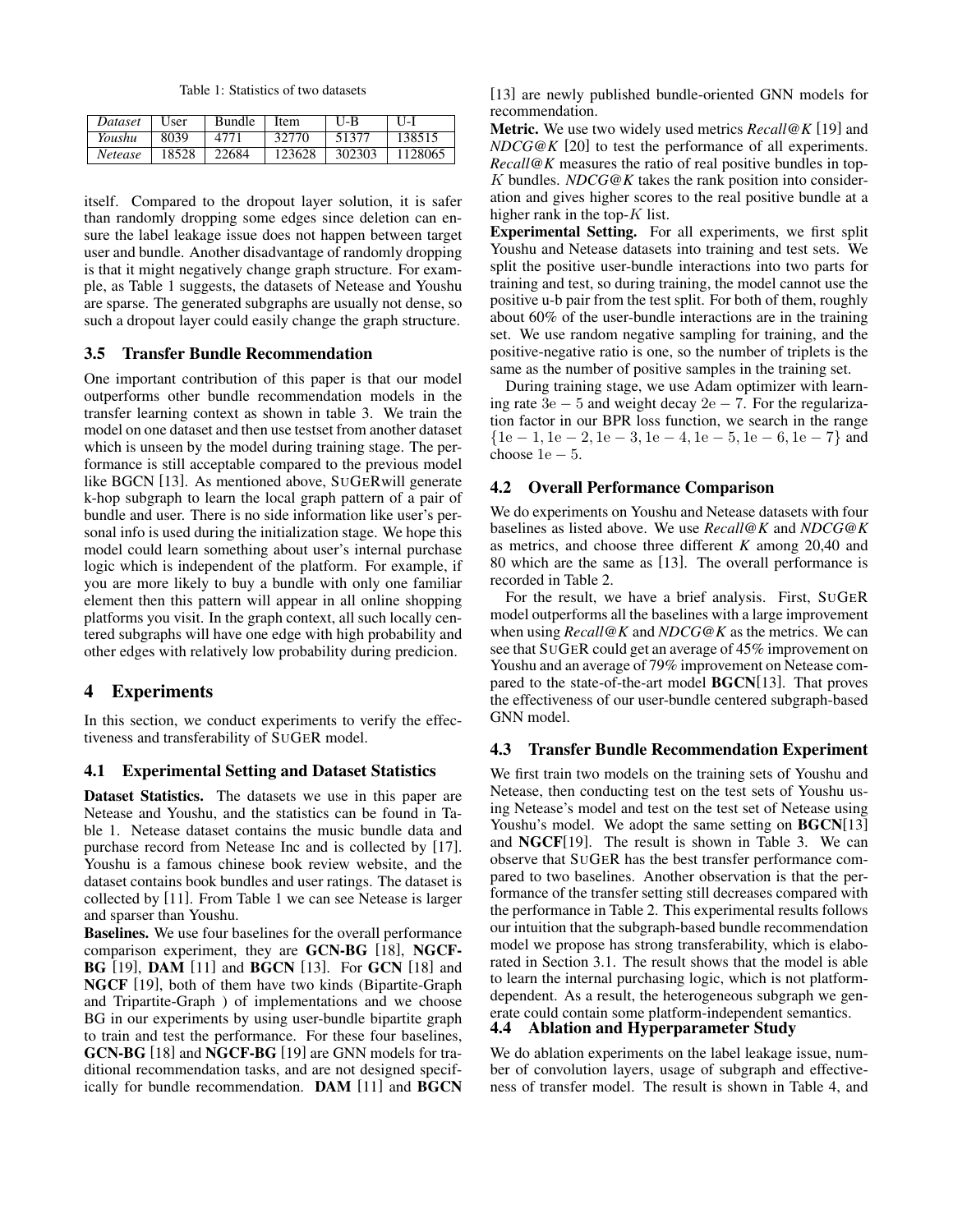Table 1: Statistics of two datasets

| *Dataset* | User | Bundle | Item | U-B | U-I |
|---|---|---|---|---|---|
| *Youshu* | 8039 | 4771 | 32770 | 51377 | 138515 |
| *Netease* | 18528 | 22684 | 123628 | 302303 | 1128065 |

itself. Compared to the dropout layer solution, it is safer than randomly dropping some edges since deletion can ensure the label leakage issue does not happen between target user and bundle. Another disadvantage of randomly dropping is that it might negatively change graph structure. For example, as Table 1 suggests, the datasets of Netease and Youshu are sparse. The generated subgraphs are usually not dense, so such a dropout layer could easily change the graph structure.

### 3.5 Transfer Bundle Recommendation

One important contribution of this paper is that our model outperforms other bundle recommendation models in the transfer learning context as shown in table 3. We train the model on one dataset and then use testset from another dataset which is unseen by the model during training stage. The performance is still acceptable compared to the previous model like BGCN [13]. As mentioned above, SUGERwill generate k-hop subgraph to learn the local graph pattern of a pair of bundle and user. There is no side information like user's personal info is used during the initialization stage. We hope this model could learn something about user's internal purchase logic which is independent of the platform. For example, if you are more likely to buy a bundle with only one familiar element then this pattern will appear in all online shopping platforms you visit. In the graph context, all such locally centered subgraphs will have one edge with high probability and other edges with relatively low probability during predicion.

## 4 Experiments

In this section, we conduct experiments to verify the effectiveness and transferability of SUGER model.

### 4.1 Experimental Setting and Dataset Statistics

**Dataset Statistics.** The datasets we use in this paper are Netease and Youshu, and the statistics can be found in Table 1. Netease dataset contains the music bundle data and purchase record from Netease Inc and is collected by [17]. Youshu is a famous chinese book review website, and the dataset contains book bundles and user ratings. The dataset is collected by [11]. From Table 1 we can see Netease is larger and sparser than Youshu.

**Baselines.** We use four baselines for the overall performance comparison experiment, they are **GCN-BG** [18], **NGCF-BG** [19], **DAM** [11] and **BGCN** [13]. For **GCN** [18] and **NGCF** [19], both of them have two kinds (Bipartite-Graph and Tripartite-Graph ) of implementations and we choose BG in our experiments by using user-bundle bipartite graph to train and test the performance. For these four baselines, **GCN-BG** [18] and **NGCF-BG** [19] are GNN models for traditional recommendation tasks, and are not designed specifically for bundle recommendation. **DAM** [11] and **BGCN** [13] are newly published bundle-oriented GNN models for recommendation.

**Metric.** We use two widely used metrics *Recall@K* [19] and *NDCG@K* [20] to test the performance of all experiments. *Recall@K* measures the ratio of real positive bundles in top-$K$ bundles. *NDCG@K* takes the rank position into consideration and gives higher scores to the real positive bundle at a higher rank in the top-$K$ list.

**Experimental Setting.** For all experiments, we first split Youshu and Netease datasets into training and test sets. We split the positive user-bundle interactions into two parts for training and test, so during training, the model cannot use the positive u-b pair from the test split. For both of them, roughly about 60% of the user-bundle interactions are in the training set. We use random negative sampling for training, and the positive-negative ratio is one, so the number of triplets is the same as the number of positive samples in the training set.

During training stage, we use Adam optimizer with learning rate $3\mathrm{e}-5$ and weight decay $2\mathrm{e}-7$. For the regularization factor in our BPR loss function, we search in the range $\{1\mathrm{e}-1, 1\mathrm{e}-2, 1\mathrm{e}-3, 1\mathrm{e}-4, 1\mathrm{e}-5, 1\mathrm{e}-6, 1\mathrm{e}-7\}$ and choose $1\mathrm{e}-5$.

### 4.2 Overall Performance Comparison

We do experiments on Youshu and Netease datasets with four baselines as listed above. We use *Recall@K* and *NDCG@K* as metrics, and choose three different *K* among 20,40 and 80 which are the same as [13]. The overall performance is recorded in Table 2.

For the result, we have a brief analysis. First, SUGER model outperforms all the baselines with a large improvement when using *Recall@K* and *NDCG@K* as the metrics. We can see that SUGER could get an average of 45% improvement on Youshu and an average of 79% improvement on Netease compared to the state-of-the-art model **BGCN**[13]. That proves the effectiveness of our user-bundle centered subgraph-based GNN model.

### 4.3 Transfer Bundle Recommendation Experiment

We first train two models on the training sets of Youshu and Netease, then conducting test on the test sets of Youshu using Netease's model and test on the test set of Netease using Youshu's model. We adopt the same setting on **BGCN**[13] and **NGCF**[19]. The result is shown in Table 3. We can observe that SUGER has the best transfer performance compared to two baselines. Another observation is that the performance of the transfer setting still decreases compared with the performance in Table 2. This experimental results follows our intuition that the subgraph-based bundle recommendation model we propose has strong transferability, which is elaborated in Section 3.1. The result shows that the model is able to learn the internal purchasing logic, which is not platform-dependent. As a result, the heterogeneous subgraph we generate could contain some platform-independent semantics.

### 4.4 Ablation and Hyperparameter Study

We do ablation experiments on the label leakage issue, number of convolution layers, usage of subgraph and effectiveness of transfer model. The result is shown in Table 4, and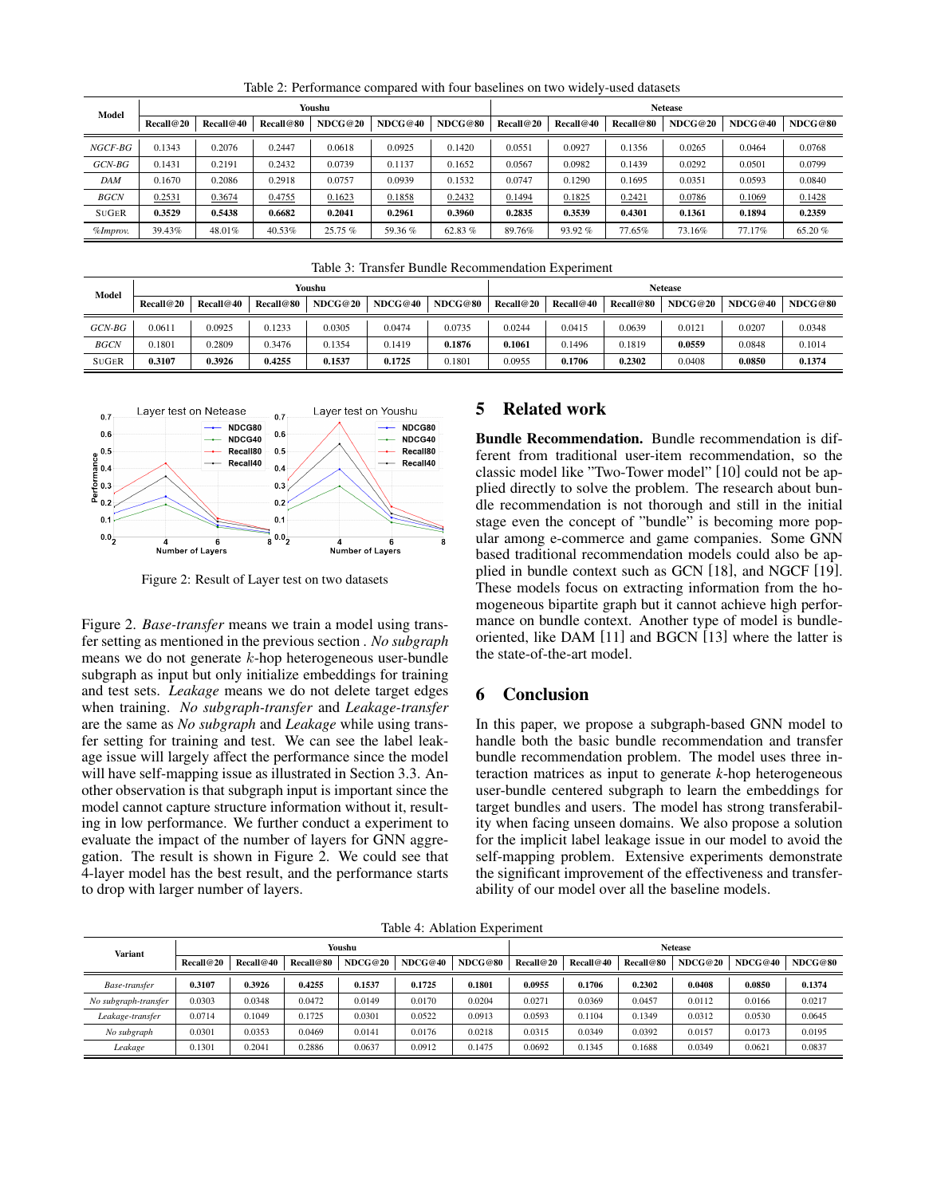Table 2: Performance compared with four baselines on two widely-used datasets

| Model | Youshu | | | | | | Netease | | | | | |
|---|---|---|---|---|---|---|---|---|---|---|---|---|
| | Recall@20 | Recall@40 | Recall@80 | NDCG@20 | NDCG@40 | NDCG@80 | Recall@20 | Recall@40 | Recall@80 | NDCG@20 | NDCG@40 | NDCG@80 |
| *NGCF-BG* | 0.1343 | 0.2076 | 0.2447 | 0.0618 | 0.0925 | 0.1420 | 0.0551 | 0.0927 | 0.1356 | 0.0265 | 0.0464 | 0.0768 |
| *GCN-BG* | 0.1431 | 0.2191 | 0.2432 | 0.0739 | 0.1137 | 0.1652 | 0.0567 | 0.0982 | 0.1439 | 0.0292 | 0.0501 | 0.0799 |
| *DAM* | 0.1670 | 0.2086 | 0.2918 | 0.0757 | 0.0939 | 0.1532 | 0.0747 | 0.1290 | 0.1695 | 0.0351 | 0.0593 | 0.0840 |
| *BGCN* | 0.2531 | 0.3674 | 0.4755 | 0.1623 | 0.1858 | 0.2432 | 0.1494 | 0.1825 | 0.2421 | 0.0786 | 0.1069 | 0.1428 |
| SUGER | **0.3529** | **0.5438** | **0.6682** | **0.2041** | **0.2961** | **0.3960** | **0.2835** | **0.3539** | **0.4301** | **0.1361** | **0.1894** | **0.2359** |
| *%Improv.* | 39.43% | 48.01% | 40.53% | 25.75 % | 59.36 % | 62.83 % | 89.76% | 93.92 % | 77.65% | 73.16% | 77.17% | 65.20 % |

Table 3: Transfer Bundle Recommendation Experiment

| Model | Youshu | | | | | | Netease | | | | | |
|---|---|---|---|---|---|---|---|---|---|---|---|---|
| | Recall@20 | Recall@40 | Recall@80 | NDCG@20 | NDCG@40 | NDCG@80 | Recall@20 | Recall@40 | Recall@80 | NDCG@20 | NDCG@40 | NDCG@80 |
| *GCN-BG* | 0.0611 | 0.0925 | 0.1233 | 0.0305 | 0.0474 | 0.0735 | 0.0244 | 0.0415 | 0.0639 | 0.0121 | 0.0207 | 0.0348 |
| *BGCN* | 0.1801 | 0.2809 | 0.3476 | 0.1354 | 0.1419 | **0.1876** | **0.1061** | 0.1496 | 0.1819 | **0.0559** | 0.0848 | 0.1014 |
| SUGER | **0.3107** | **0.3926** | **0.4255** | **0.1537** | **0.1725** | 0.1801 | 0.0955 | **0.1706** | **0.2302** | 0.0408 | **0.0850** | **0.1374** |

Figure 2: Result of Layer test on two datasets

Figure 2. *Base-transfer* means we train a model using transfer setting as mentioned in the previous section . *No subgraph* means we do not generate $k$-hop heterogeneous user-bundle subgraph as input but only initialize embeddings for training and test sets. *Leakage* means we do not delete target edges when training. *No subgraph-transfer* and *Leakage-transfer* are the same as *No subgraph* and *Leakage* while using transfer setting for training and test. We can see the label leakage issue will largely affect the performance since the model will have self-mapping issue as illustrated in Section 3.3. Another observation is that subgraph input is important since the model cannot capture structure information without it, resulting in low performance. We further conduct a experiment to evaluate the impact of the number of layers for GNN aggregation. The result is shown in Figure 2. We could see that 4-layer model has the best result, and the performance starts to drop with larger number of layers.

## 5 Related work

**Bundle Recommendation.** Bundle recommendation is different from traditional user-item recommendation, so the classic model like "Two-Tower model" [10] could not be applied directly to solve the problem. The research about bundle recommendation is not thorough and still in the initial stage even the concept of "bundle" is becoming more popular among e-commerce and game companies. Some GNN based traditional recommendation models could also be applied in bundle context such as GCN [18], and NGCF [19]. These models focus on extracting information from the homogeneous bipartite graph but it cannot achieve high performance on bundle context. Another type of model is bundle-oriented, like DAM [11] and BGCN [13] where the latter is the state-of-the-art model.

## 6 Conclusion

In this paper, we propose a subgraph-based GNN model to handle both the basic bundle recommendation and transfer bundle recommendation problem. The model uses three interaction matrices as input to generate $k$-hop heterogeneous user-bundle centered subgraph to learn the embeddings for target bundles and users. The model has strong transferability when facing unseen domains. We also propose a solution for the implicit label leakage issue in our model to avoid the self-mapping problem. Extensive experiments demonstrate the significant improvement of the effectiveness and transferability of our model over all the baseline models.

Table 4: Ablation Experiment

| Variant | Youshu | | | | | | Netease | | | | | |
|---|---|---|---|---|---|---|---|---|---|---|---|---|
| | Recall@20 | Recall@40 | Recall@80 | NDCG@20 | NDCG@40 | NDCG@80 | Recall@20 | Recall@40 | Recall@80 | NDCG@20 | NDCG@40 | NDCG@80 |
| *Base-transfer* | **0.3107** | **0.3926** | **0.4255** | **0.1537** | **0.1725** | **0.1801** | **0.0955** | **0.1706** | **0.2302** | **0.0408** | **0.0850** | **0.1374** |
| *No subgraph-transfer* | 0.0303 | 0.0348 | 0.0472 | 0.0149 | 0.0170 | 0.0204 | 0.0271 | 0.0369 | 0.0457 | 0.0112 | 0.0166 | 0.0217 |
| *Leakage-transfer* | 0.0714 | 0.1049 | 0.1725 | 0.0301 | 0.0522 | 0.0913 | 0.0593 | 0.1104 | 0.1349 | 0.0312 | 0.0530 | 0.0645 |
| *No subgraph* | 0.0301 | 0.0353 | 0.0469 | 0.0141 | 0.0176 | 0.0218 | 0.0315 | 0.0349 | 0.0392 | 0.0157 | 0.0173 | 0.0195 |
| *Leakage* | 0.1301 | 0.2041 | 0.2886 | 0.0637 | 0.0912 | 0.1475 | 0.0692 | 0.1345 | 0.1688 | 0.0349 | 0.0621 | 0.0837 |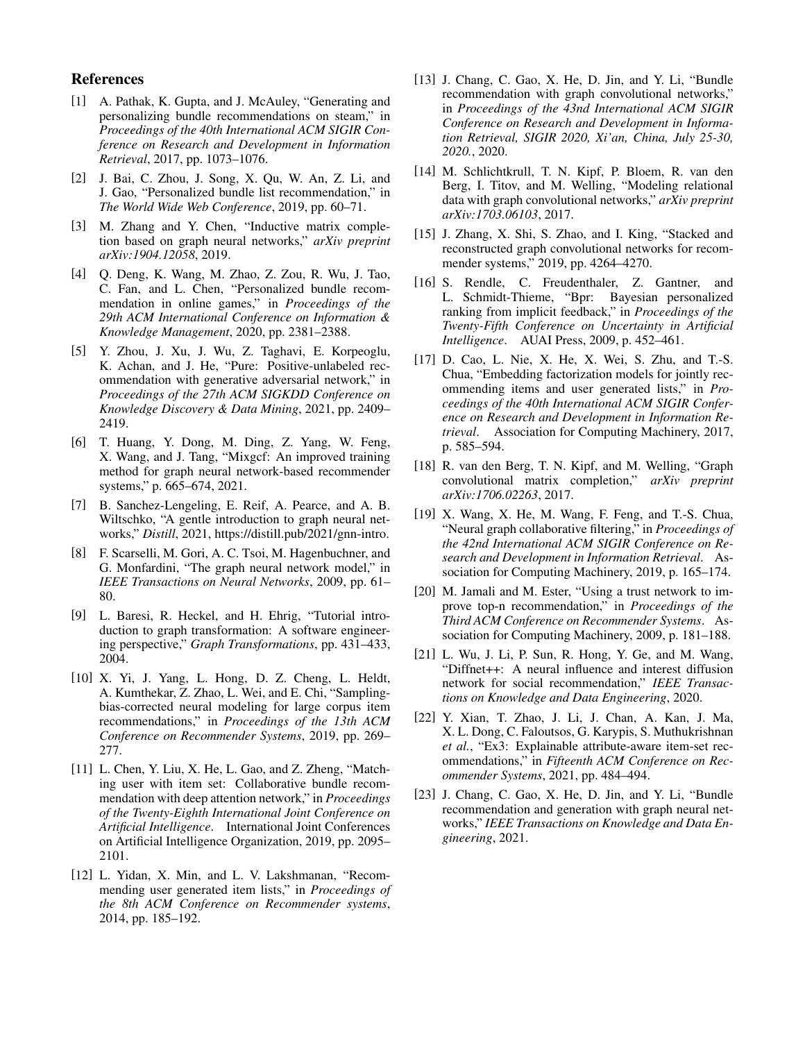## References

[1] A. Pathak, K. Gupta, and J. McAuley, "Generating and personalizing bundle recommendations on steam," in *Proceedings of the 40th International ACM SIGIR Conference on Research and Development in Information Retrieval*, 2017, pp. 1073–1076.

[2] J. Bai, C. Zhou, J. Song, X. Qu, W. An, Z. Li, and J. Gao, "Personalized bundle list recommendation," in *The World Wide Web Conference*, 2019, pp. 60–71.

[3] M. Zhang and Y. Chen, "Inductive matrix completion based on graph neural networks," *arXiv preprint arXiv:1904.12058*, 2019.

[4] Q. Deng, K. Wang, M. Zhao, Z. Zou, R. Wu, J. Tao, C. Fan, and L. Chen, "Personalized bundle recommendation in online games," in *Proceedings of the 29th ACM International Conference on Information & Knowledge Management*, 2020, pp. 2381–2388.

[5] Y. Zhou, J. Xu, J. Wu, Z. Taghavi, E. Korpeoglu, K. Achan, and J. He, "Pure: Positive-unlabeled recommendation with generative adversarial network," in *Proceedings of the 27th ACM SIGKDD Conference on Knowledge Discovery & Data Mining*, 2021, pp. 2409–2419.

[6] T. Huang, Y. Dong, M. Ding, Z. Yang, W. Feng, X. Wang, and J. Tang, "Mixgcf: An improved training method for graph neural network-based recommender systems," p. 665–674, 2021.

[7] B. Sanchez-Lengeling, E. Reif, A. Pearce, and A. B. Wiltschko, "A gentle introduction to graph neural networks," *Distill*, 2021, https://distill.pub/2021/gnn-intro.

[8] F. Scarselli, M. Gori, A. C. Tsoi, M. Hagenbuchner, and G. Monfardini, "The graph neural network model," in *IEEE Transactions on Neural Networks*, 2009, pp. 61–80.

[9] L. Baresi, R. Heckel, and H. Ehrig, "Tutorial introduction to graph transformation: A software engineering perspective," *Graph Transformations*, pp. 431–433, 2004.

[10] X. Yi, J. Yang, L. Hong, D. Z. Cheng, L. Heldt, A. Kumthekar, Z. Zhao, L. Wei, and E. Chi, "Sampling-bias-corrected neural modeling for large corpus item recommendations," in *Proceedings of the 13th ACM Conference on Recommender Systems*, 2019, pp. 269–277.

[11] L. Chen, Y. Liu, X. He, L. Gao, and Z. Zheng, "Matching user with item set: Collaborative bundle recommendation with deep attention network," in *Proceedings of the Twenty-Eighth International Joint Conference on Artificial Intelligence*. International Joint Conferences on Artificial Intelligence Organization, 2019, pp. 2095–2101.

[12] L. Yidan, X. Min, and L. V. Lakshmanan, "Recommending user generated item lists," in *Proceedings of the 8th ACM Conference on Recommender systems*, 2014, pp. 185–192.

[13] J. Chang, C. Gao, X. He, D. Jin, and Y. Li, "Bundle recommendation with graph convolutional networks," in *Proceedings of the 43nd International ACM SIGIR Conference on Research and Development in Information Retrieval, SIGIR 2020, Xi'an, China, July 25-30, 2020.*, 2020.

[14] M. Schlichtkrull, T. N. Kipf, P. Bloem, R. van den Berg, I. Titov, and M. Welling, "Modeling relational data with graph convolutional networks," *arXiv preprint arXiv:1703.06103*, 2017.

[15] J. Zhang, X. Shi, S. Zhao, and I. King, "Stacked and reconstructed graph convolutional networks for recommender systems," 2019, pp. 4264–4270.

[16] S. Rendle, C. Freudenthaler, Z. Gantner, and L. Schmidt-Thieme, "Bpr: Bayesian personalized ranking from implicit feedback," in *Proceedings of the Twenty-Fifth Conference on Uncertainty in Artificial Intelligence*. AUAI Press, 2009, p. 452–461.

[17] D. Cao, L. Nie, X. He, X. Wei, S. Zhu, and T.-S. Chua, "Embedding factorization models for jointly recommending items and user generated lists," in *Proceedings of the 40th International ACM SIGIR Conference on Research and Development in Information Retrieval*. Association for Computing Machinery, 2017, p. 585–594.

[18] R. van den Berg, T. N. Kipf, and M. Welling, "Graph convolutional matrix completion," *arXiv preprint arXiv:1706.02263*, 2017.

[19] X. Wang, X. He, M. Wang, F. Feng, and T.-S. Chua, "Neural graph collaborative filtering," in *Proceedings of the 42nd International ACM SIGIR Conference on Research and Development in Information Retrieval*. Association for Computing Machinery, 2019, p. 165–174.

[20] M. Jamali and M. Ester, "Using a trust network to improve top-n recommendation," in *Proceedings of the Third ACM Conference on Recommender Systems*. Association for Computing Machinery, 2009, p. 181–188.

[21] L. Wu, J. Li, P. Sun, R. Hong, Y. Ge, and M. Wang, "Diffnet++: A neural influence and interest diffusion network for social recommendation," *IEEE Transactions on Knowledge and Data Engineering*, 2020.

[22] Y. Xian, T. Zhao, J. Li, J. Chan, A. Kan, J. Ma, X. L. Dong, C. Faloutsos, G. Karypis, S. Muthukrishnan *et al.*, "Ex3: Explainable attribute-aware item-set recommendations," in *Fifteenth ACM Conference on Recommender Systems*, 2021, pp. 484–494.

[23] J. Chang, C. Gao, X. He, D. Jin, and Y. Li, "Bundle recommendation and generation with graph neural networks," *IEEE Transactions on Knowledge and Data Engineering*, 2021.